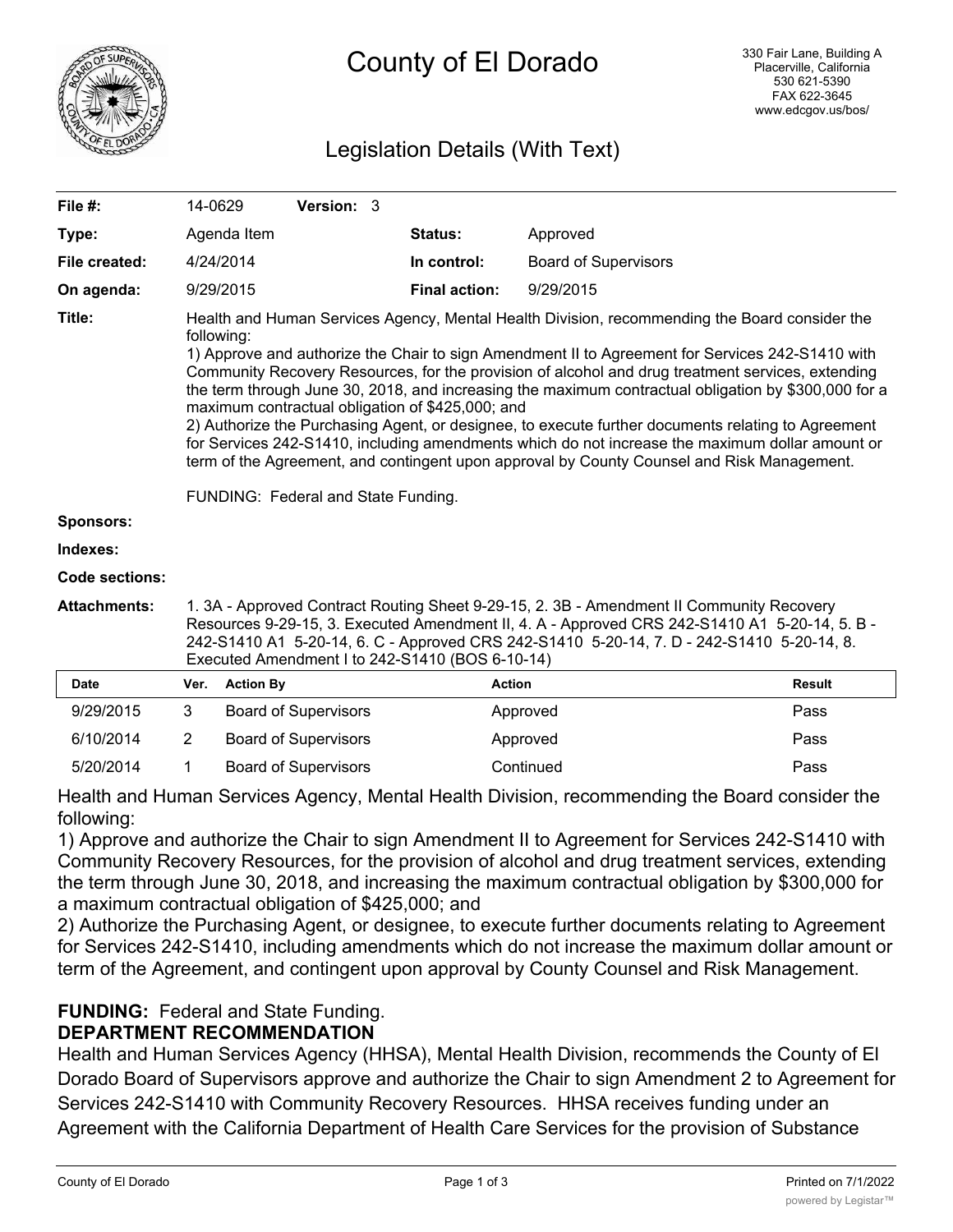# County of El Dorado

330 Fair Lane, Building A
Placerville, California
530 621-5390
FAX 622-3645
www.edcgov.us/bos/

## Legislation Details (With Text)

| | | | |
|---|---|---|---|
| **File #:** | 14-0629 **Version:** 3 | | |
| **Type:** | Agenda Item | **Status:** | Approved |
| **File created:** | 4/24/2014 | **In control:** | Board of Supervisors |
| **On agenda:** | 9/29/2015 | **Final action:** | 9/29/2015 |

**Title:** Health and Human Services Agency, Mental Health Division, recommending the Board consider the following:
1) Approve and authorize the Chair to sign Amendment II to Agreement for Services 242-S1410 with Community Recovery Resources, for the provision of alcohol and drug treatment services, extending the term through June 30, 2018, and increasing the maximum contractual obligation by $300,000 for a maximum contractual obligation of $425,000; and
2) Authorize the Purchasing Agent, or designee, to execute further documents relating to Agreement for Services 242-S1410, including amendments which do not increase the maximum dollar amount or term of the Agreement, and contingent upon approval by County Counsel and Risk Management.

FUNDING: Federal and State Funding.

**Sponsors:**

**Indexes:**

**Code sections:**

**Attachments:** 1. 3A - Approved Contract Routing Sheet 9-29-15, 2. 3B - Amendment II Community Recovery Resources 9-29-15, 3. Executed Amendment II, 4. A - Approved CRS 242-S1410 A1 5-20-14, 5. B - 242-S1410 A1 5-20-14, 6. C - Approved CRS 242-S1410 5-20-14, 7. D - 242-S1410 5-20-14, 8. Executed Amendment I to 242-S1410 (BOS 6-10-14)

| Date | Ver. | Action By | Action | Result |
|---|---|---|---|---|
| 9/29/2015 | 3 | Board of Supervisors | Approved | Pass |
| 6/10/2014 | 2 | Board of Supervisors | Approved | Pass |
| 5/20/2014 | 1 | Board of Supervisors | Continued | Pass |

Health and Human Services Agency, Mental Health Division, recommending the Board consider the following:
1) Approve and authorize the Chair to sign Amendment II to Agreement for Services 242-S1410 with Community Recovery Resources, for the provision of alcohol and drug treatment services, extending the term through June 30, 2018, and increasing the maximum contractual obligation by $300,000 for a maximum contractual obligation of $425,000; and
2) Authorize the Purchasing Agent, or designee, to execute further documents relating to Agreement for Services 242-S1410, including amendments which do not increase the maximum dollar amount or term of the Agreement, and contingent upon approval by County Counsel and Risk Management.

**FUNDING:** Federal and State Funding.

**DEPARTMENT RECOMMENDATION**

Health and Human Services Agency (HHSA), Mental Health Division, recommends the County of El Dorado Board of Supervisors approve and authorize the Chair to sign Amendment 2 to Agreement for Services 242-S1410 with Community Recovery Resources. HHSA receives funding under an Agreement with the California Department of Health Care Services for the provision of Substance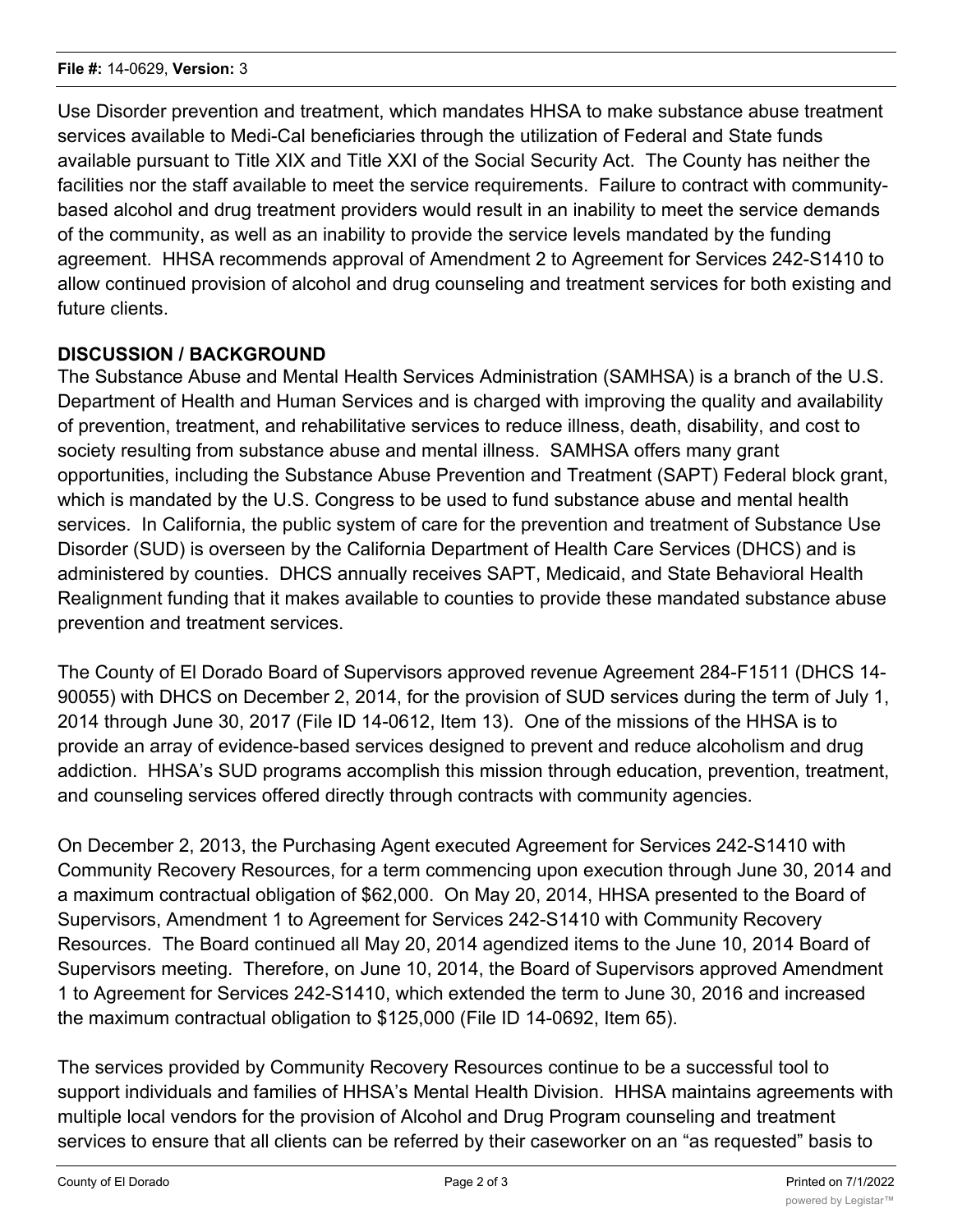Use Disorder prevention and treatment, which mandates HHSA to make substance abuse treatment services available to Medi-Cal beneficiaries through the utilization of Federal and State funds available pursuant to Title XIX and Title XXI of the Social Security Act. The County has neither the facilities nor the staff available to meet the service requirements. Failure to contract with community-based alcohol and drug treatment providers would result in an inability to meet the service demands of the community, as well as an inability to provide the service levels mandated by the funding agreement. HHSA recommends approval of Amendment 2 to Agreement for Services 242-S1410 to allow continued provision of alcohol and drug counseling and treatment services for both existing and future clients.

**DISCUSSION / BACKGROUND**

The Substance Abuse and Mental Health Services Administration (SAMHSA) is a branch of the U.S. Department of Health and Human Services and is charged with improving the quality and availability of prevention, treatment, and rehabilitative services to reduce illness, death, disability, and cost to society resulting from substance abuse and mental illness. SAMHSA offers many grant opportunities, including the Substance Abuse Prevention and Treatment (SAPT) Federal block grant, which is mandated by the U.S. Congress to be used to fund substance abuse and mental health services. In California, the public system of care for the prevention and treatment of Substance Use Disorder (SUD) is overseen by the California Department of Health Care Services (DHCS) and is administered by counties. DHCS annually receives SAPT, Medicaid, and State Behavioral Health Realignment funding that it makes available to counties to provide these mandated substance abuse prevention and treatment services.

The County of El Dorado Board of Supervisors approved revenue Agreement 284-F1511 (DHCS 14-90055) with DHCS on December 2, 2014, for the provision of SUD services during the term of July 1, 2014 through June 30, 2017 (File ID 14-0612, Item 13). One of the missions of the HHSA is to provide an array of evidence-based services designed to prevent and reduce alcoholism and drug addiction. HHSA's SUD programs accomplish this mission through education, prevention, treatment, and counseling services offered directly through contracts with community agencies.

On December 2, 2013, the Purchasing Agent executed Agreement for Services 242-S1410 with Community Recovery Resources, for a term commencing upon execution through June 30, 2014 and a maximum contractual obligation of $62,000. On May 20, 2014, HHSA presented to the Board of Supervisors, Amendment 1 to Agreement for Services 242-S1410 with Community Recovery Resources. The Board continued all May 20, 2014 agendized items to the June 10, 2014 Board of Supervisors meeting. Therefore, on June 10, 2014, the Board of Supervisors approved Amendment 1 to Agreement for Services 242-S1410, which extended the term to June 30, 2016 and increased the maximum contractual obligation to $125,000 (File ID 14-0692, Item 65).

The services provided by Community Recovery Resources continue to be a successful tool to support individuals and families of HHSA's Mental Health Division. HHSA maintains agreements with multiple local vendors for the provision of Alcohol and Drug Program counseling and treatment services to ensure that all clients can be referred by their caseworker on an "as requested" basis to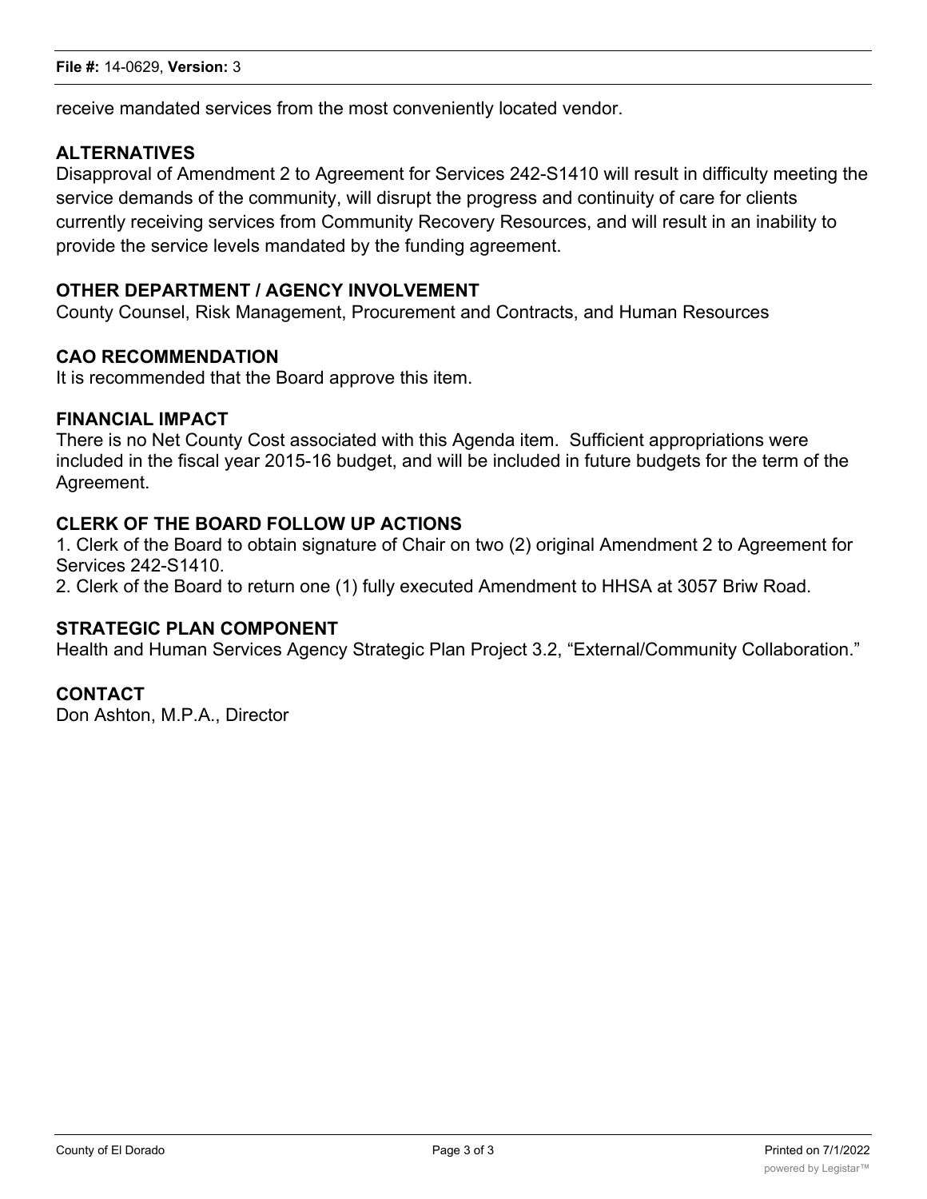receive mandated services from the most conveniently located vendor.

## ALTERNATIVES

Disapproval of Amendment 2 to Agreement for Services 242-S1410 will result in difficulty meeting the service demands of the community, will disrupt the progress and continuity of care for clients currently receiving services from Community Recovery Resources, and will result in an inability to provide the service levels mandated by the funding agreement.

## OTHER DEPARTMENT / AGENCY INVOLVEMENT

County Counsel, Risk Management, Procurement and Contracts, and Human Resources

## CAO RECOMMENDATION

It is recommended that the Board approve this item.

## FINANCIAL IMPACT

There is no Net County Cost associated with this Agenda item. Sufficient appropriations were included in the fiscal year 2015-16 budget, and will be included in future budgets for the term of the Agreement.

## CLERK OF THE BOARD FOLLOW UP ACTIONS

1. Clerk of the Board to obtain signature of Chair on two (2) original Amendment 2 to Agreement for Services 242-S1410.
2. Clerk of the Board to return one (1) fully executed Amendment to HHSA at 3057 Briw Road.

## STRATEGIC PLAN COMPONENT

Health and Human Services Agency Strategic Plan Project 3.2, "External/Community Collaboration."

## CONTACT

Don Ashton, M.P.A., Director